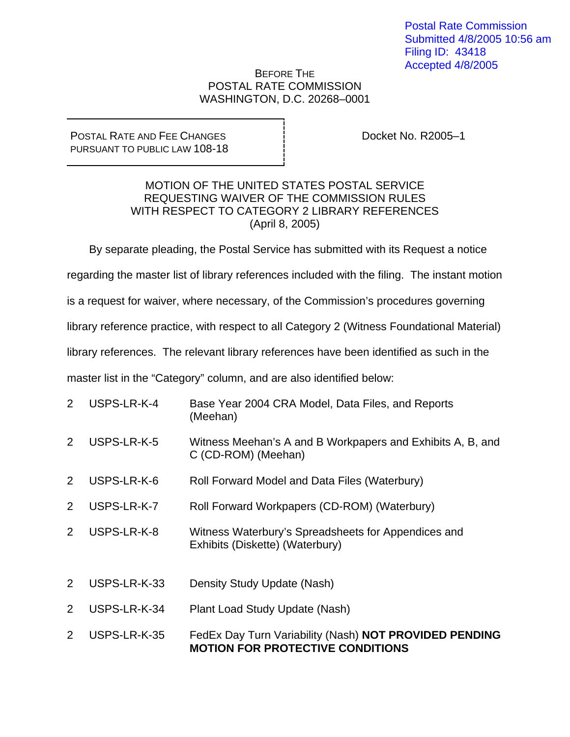Postal Rate Commission
Submitted 4/8/2005 10:56 am
Filing ID: 43418
Accepted 4/8/2005

BEFORE THE
POSTAL RATE COMMISSION
WASHINGTON, D.C. 20268–0001

POSTAL RATE AND FEE CHANGES PURSUANT TO PUBLIC LAW 108-18

Docket No. R2005–1

# MOTION OF THE UNITED STATES POSTAL SERVICE REQUESTING WAIVER OF THE COMMISSION RULES WITH RESPECT TO CATEGORY 2 LIBRARY REFERENCES (April 8, 2005)

By separate pleading, the Postal Service has submitted with its Request a notice regarding the master list of library references included with the filing. The instant motion is a request for waiver, where necessary, of the Commission's procedures governing library reference practice, with respect to all Category 2 (Witness Foundational Material) library references. The relevant library references have been identified as such in the master list in the "Category" column, and are also identified below:

| | | |
|---|---|---|
| 2 | USPS-LR-K-4 | Base Year 2004 CRA Model, Data Files, and Reports (Meehan) |
| 2 | USPS-LR-K-5 | Witness Meehan's A and B Workpapers and Exhibits A, B, and C (CD-ROM) (Meehan) |
| 2 | USPS-LR-K-6 | Roll Forward Model and Data Files (Waterbury) |
| 2 | USPS-LR-K-7 | Roll Forward Workpapers (CD-ROM) (Waterbury) |
| 2 | USPS-LR-K-8 | Witness Waterbury's Spreadsheets for Appendices and Exhibits (Diskette) (Waterbury) |
| 2 | USPS-LR-K-33 | Density Study Update (Nash) |
| 2 | USPS-LR-K-34 | Plant Load Study Update (Nash) |
| 2 | USPS-LR-K-35 | FedEx Day Turn Variability (Nash) **NOT PROVIDED PENDING MOTION FOR PROTECTIVE CONDITIONS** |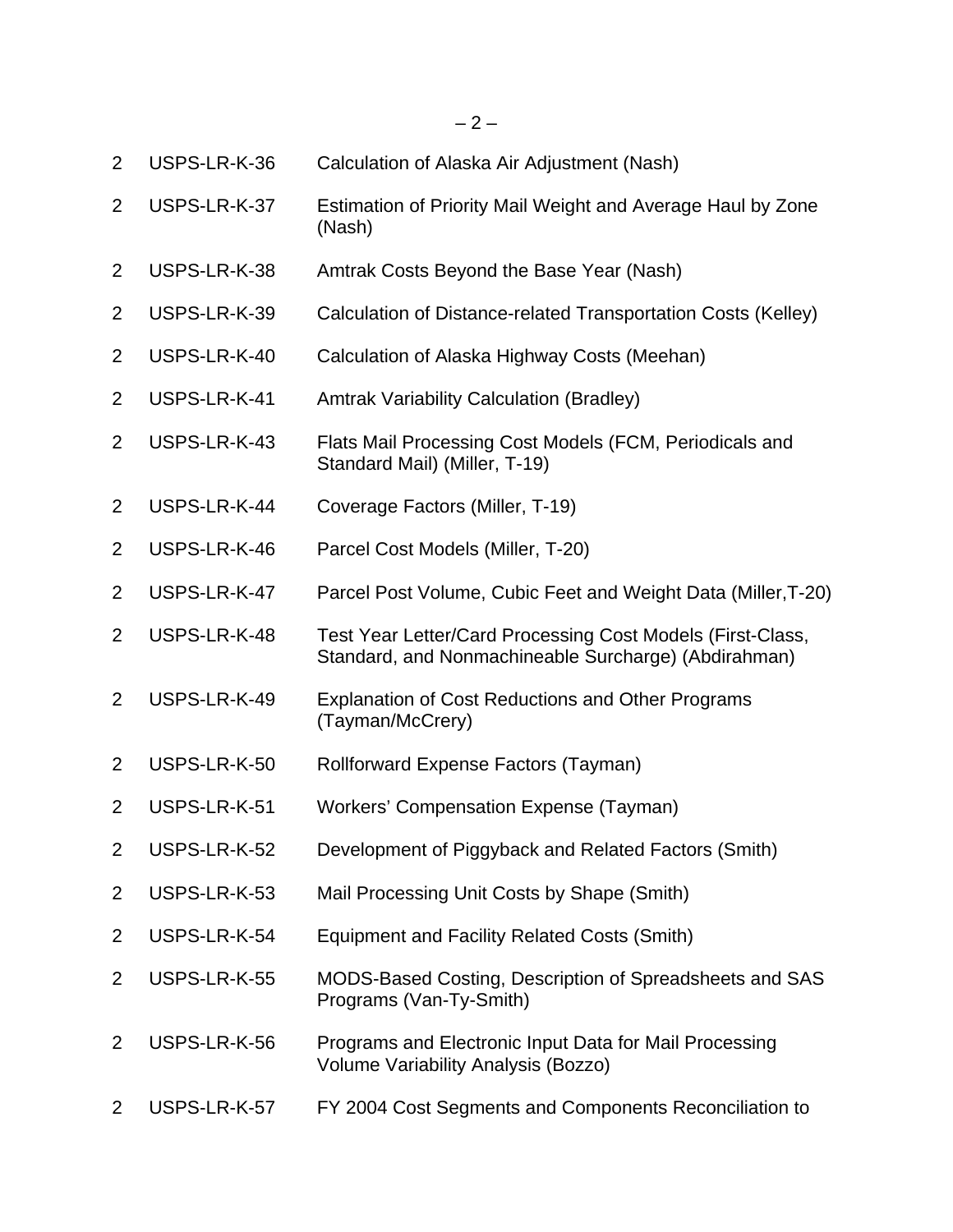| | | |
|---|---|---|
| 2 | USPS-LR-K-36 | Calculation of Alaska Air Adjustment (Nash) |
| 2 | USPS-LR-K-37 | Estimation of Priority Mail Weight and Average Haul by Zone (Nash) |
| 2 | USPS-LR-K-38 | Amtrak Costs Beyond the Base Year (Nash) |
| 2 | USPS-LR-K-39 | Calculation of Distance-related Transportation Costs (Kelley) |
| 2 | USPS-LR-K-40 | Calculation of Alaska Highway Costs (Meehan) |
| 2 | USPS-LR-K-41 | Amtrak Variability Calculation (Bradley) |
| 2 | USPS-LR-K-43 | Flats Mail Processing Cost Models (FCM, Periodicals and Standard Mail) (Miller, T-19) |
| 2 | USPS-LR-K-44 | Coverage Factors (Miller, T-19) |
| 2 | USPS-LR-K-46 | Parcel Cost Models (Miller, T-20) |
| 2 | USPS-LR-K-47 | Parcel Post Volume, Cubic Feet and Weight Data (Miller,T-20) |
| 2 | USPS-LR-K-48 | Test Year Letter/Card Processing Cost Models (First-Class, Standard, and Nonmachineable Surcharge) (Abdirahman) |
| 2 | USPS-LR-K-49 | Explanation of Cost Reductions and Other Programs (Tayman/McCrery) |
| 2 | USPS-LR-K-50 | Rollforward Expense Factors (Tayman) |
| 2 | USPS-LR-K-51 | Workers' Compensation Expense (Tayman) |
| 2 | USPS-LR-K-52 | Development of Piggyback and Related Factors (Smith) |
| 2 | USPS-LR-K-53 | Mail Processing Unit Costs by Shape (Smith) |
| 2 | USPS-LR-K-54 | Equipment and Facility Related Costs (Smith) |
| 2 | USPS-LR-K-55 | MODS-Based Costing, Description of Spreadsheets and SAS Programs (Van-Ty-Smith) |
| 2 | USPS-LR-K-56 | Programs and Electronic Input Data for Mail Processing Volume Variability Analysis (Bozzo) |
| 2 | USPS-LR-K-57 | FY 2004 Cost Segments and Components Reconciliation to |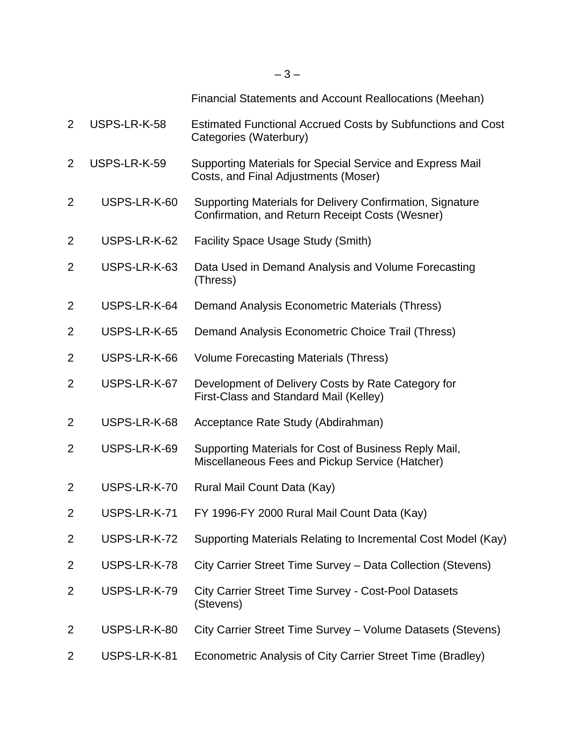| | | Financial Statements and Account Reallocations (Meehan) |
|---|---|---|
| 2 | USPS-LR-K-58 | Estimated Functional Accrued Costs by Subfunctions and Cost Categories (Waterbury) |
| 2 | USPS-LR-K-59 | Supporting Materials for Special Service and Express Mail Costs, and Final Adjustments (Moser) |
| 2 | USPS-LR-K-60 | Supporting Materials for Delivery Confirmation, Signature Confirmation, and Return Receipt Costs (Wesner) |
| 2 | USPS-LR-K-62 | Facility Space Usage Study (Smith) |
| 2 | USPS-LR-K-63 | Data Used in Demand Analysis and Volume Forecasting (Thress) |
| 2 | USPS-LR-K-64 | Demand Analysis Econometric Materials (Thress) |
| 2 | USPS-LR-K-65 | Demand Analysis Econometric Choice Trail (Thress) |
| 2 | USPS-LR-K-66 | Volume Forecasting Materials (Thress) |
| 2 | USPS-LR-K-67 | Development of Delivery Costs by Rate Category for First-Class and Standard Mail (Kelley) |
| 2 | USPS-LR-K-68 | Acceptance Rate Study (Abdirahman) |
| 2 | USPS-LR-K-69 | Supporting Materials for Cost of Business Reply Mail, Miscellaneous Fees and Pickup Service (Hatcher) |
| 2 | USPS-LR-K-70 | Rural Mail Count Data (Kay) |
| 2 | USPS-LR-K-71 | FY 1996-FY 2000 Rural Mail Count Data (Kay) |
| 2 | USPS-LR-K-72 | Supporting Materials Relating to Incremental Cost Model (Kay) |
| 2 | USPS-LR-K-78 | City Carrier Street Time Survey – Data Collection (Stevens) |
| 2 | USPS-LR-K-79 | City Carrier Street Time Survey - Cost-Pool Datasets (Stevens) |
| 2 | USPS-LR-K-80 | City Carrier Street Time Survey – Volume Datasets (Stevens) |
| 2 | USPS-LR-K-81 | Econometric Analysis of City Carrier Street Time (Bradley) |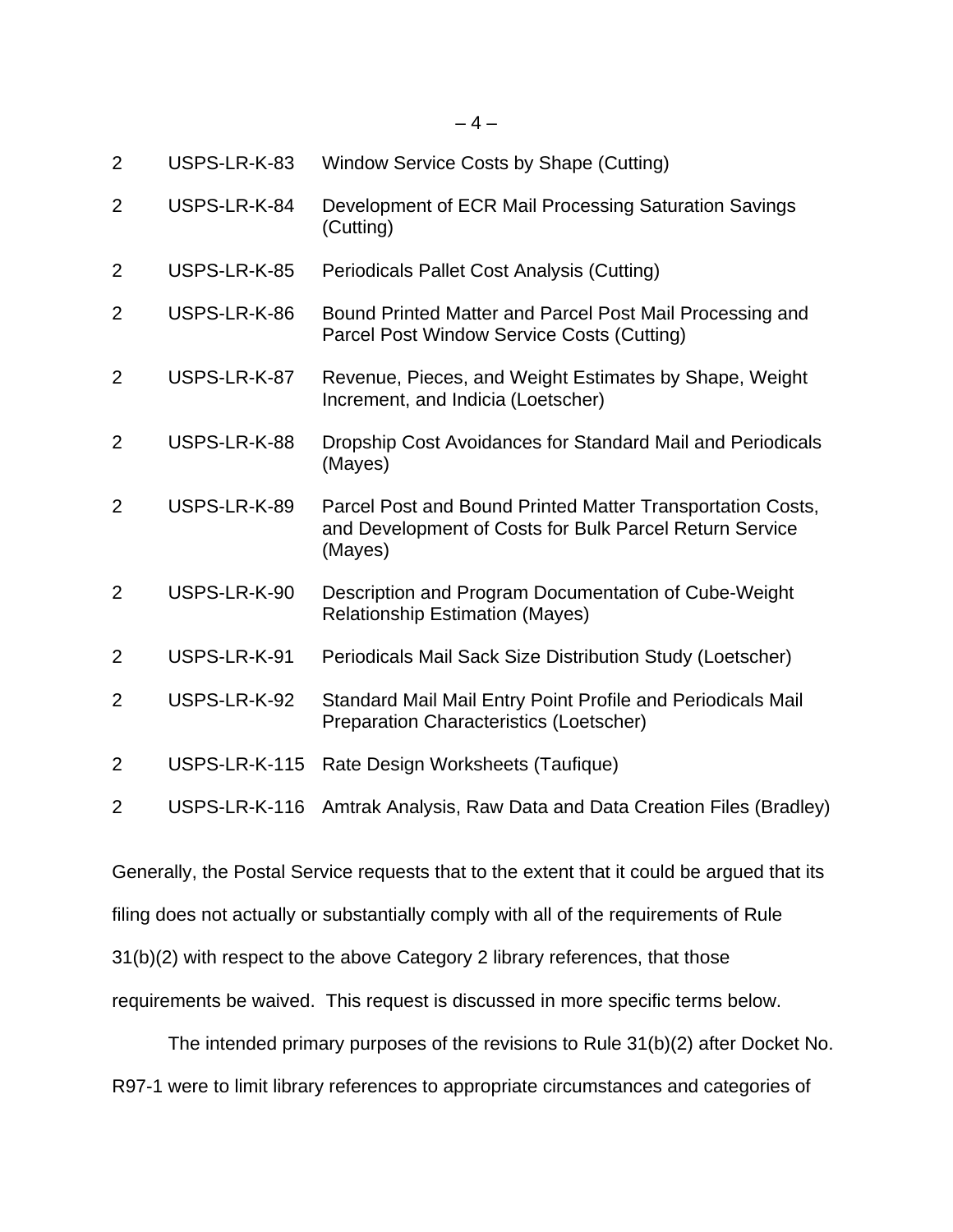| | | |
|---|---|---|
| 2 | USPS-LR-K-83 | Window Service Costs by Shape (Cutting) |
| 2 | USPS-LR-K-84 | Development of ECR Mail Processing Saturation Savings (Cutting) |
| 2 | USPS-LR-K-85 | Periodicals Pallet Cost Analysis (Cutting) |
| 2 | USPS-LR-K-86 | Bound Printed Matter and Parcel Post Mail Processing and Parcel Post Window Service Costs (Cutting) |
| 2 | USPS-LR-K-87 | Revenue, Pieces, and Weight Estimates by Shape, Weight Increment, and Indicia (Loetscher) |
| 2 | USPS-LR-K-88 | Dropship Cost Avoidances for Standard Mail and Periodicals (Mayes) |
| 2 | USPS-LR-K-89 | Parcel Post and Bound Printed Matter Transportation Costs, and Development of Costs for Bulk Parcel Return Service (Mayes) |
| 2 | USPS-LR-K-90 | Description and Program Documentation of Cube-Weight Relationship Estimation (Mayes) |
| 2 | USPS-LR-K-91 | Periodicals Mail Sack Size Distribution Study (Loetscher) |
| 2 | USPS-LR-K-92 | Standard Mail Mail Entry Point Profile and Periodicals Mail Preparation Characteristics (Loetscher) |
| 2 | USPS-LR-K-115 | Rate Design Worksheets (Taufique) |
| 2 | USPS-LR-K-116 | Amtrak Analysis, Raw Data and Data Creation Files (Bradley) |

Generally, the Postal Service requests that to the extent that it could be argued that its filing does not actually or substantially comply with all of the requirements of Rule 31(b)(2) with respect to the above Category 2 library references, that those requirements be waived. This request is discussed in more specific terms below.

The intended primary purposes of the revisions to Rule 31(b)(2) after Docket No. R97-1 were to limit library references to appropriate circumstances and categories of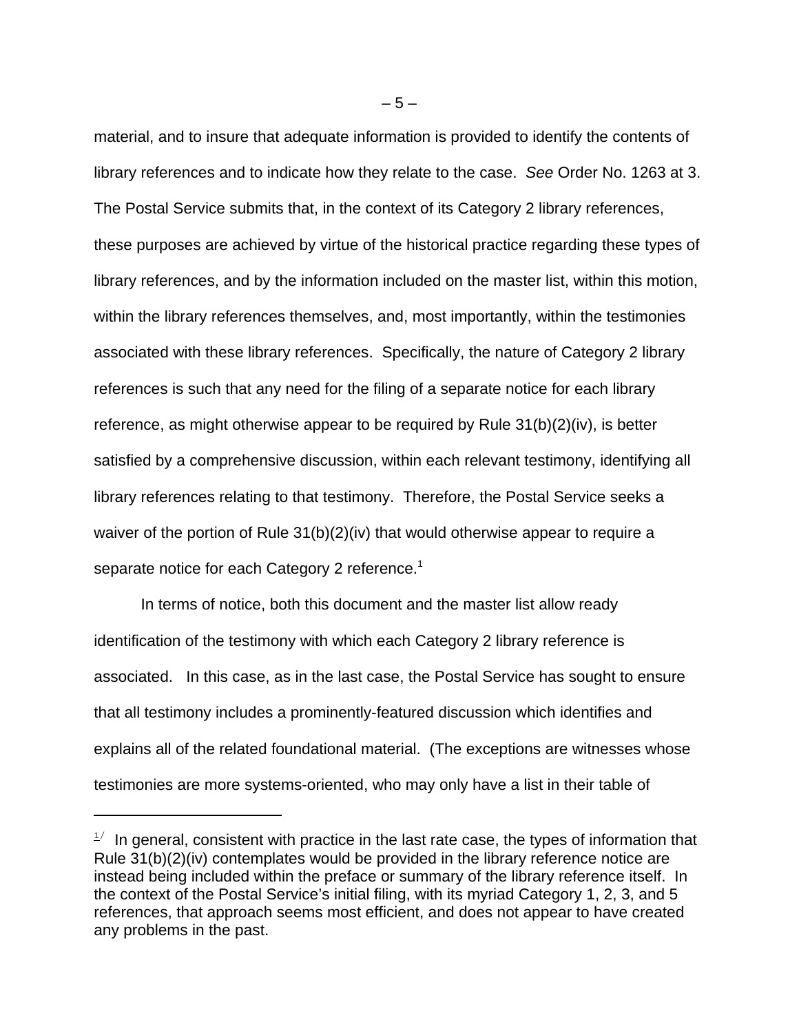material, and to insure that adequate information is provided to identify the contents of library references and to indicate how they relate to the case. *See* Order No. 1263 at 3. The Postal Service submits that, in the context of its Category 2 library references, these purposes are achieved by virtue of the historical practice regarding these types of library references, and by the information included on the master list, within this motion, within the library references themselves, and, most importantly, within the testimonies associated with these library references. Specifically, the nature of Category 2 library references is such that any need for the filing of a separate notice for each library reference, as might otherwise appear to be required by Rule 31(b)(2)(iv), is better satisfied by a comprehensive discussion, within each relevant testimony, identifying all library references relating to that testimony. Therefore, the Postal Service seeks a waiver of the portion of Rule 31(b)(2)(iv) that would otherwise appear to require a separate notice for each Category 2 reference.[1]

In terms of notice, both this document and the master list allow ready identification of the testimony with which each Category 2 library reference is associated. In this case, as in the last case, the Postal Service has sought to ensure that all testimony includes a prominently-featured discussion which identifies and explains all of the related foundational material. (The exceptions are witnesses whose testimonies are more systems-oriented, who may only have a list in their table of

---

[1/] In general, consistent with practice in the last rate case, the types of information that Rule 31(b)(2)(iv) contemplates would be provided in the library reference notice are instead being included within the preface or summary of the library reference itself. In the context of the Postal Service's initial filing, with its myriad Category 1, 2, 3, and 5 references, that approach seems most efficient, and does not appear to have created any problems in the past.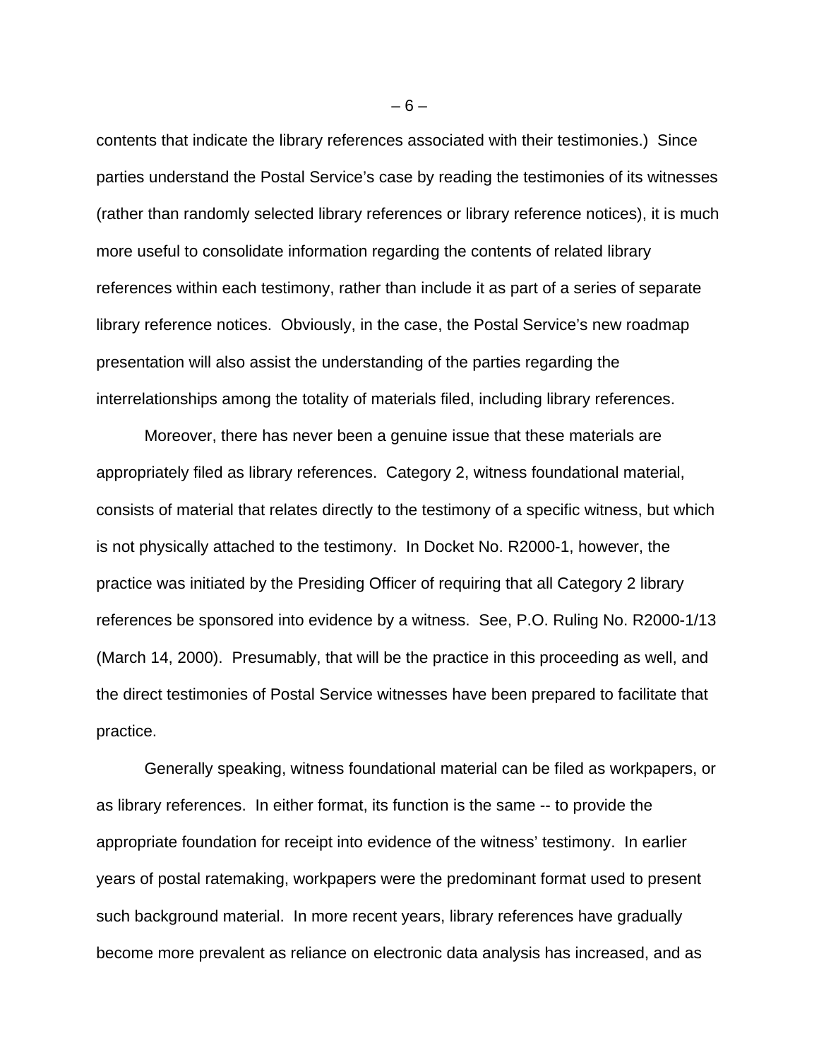contents that indicate the library references associated with their testimonies.) Since parties understand the Postal Service's case by reading the testimonies of its witnesses (rather than randomly selected library references or library reference notices), it is much more useful to consolidate information regarding the contents of related library references within each testimony, rather than include it as part of a series of separate library reference notices. Obviously, in the case, the Postal Service's new roadmap presentation will also assist the understanding of the parties regarding the interrelationships among the totality of materials filed, including library references.

Moreover, there has never been a genuine issue that these materials are appropriately filed as library references. Category 2, witness foundational material, consists of material that relates directly to the testimony of a specific witness, but which is not physically attached to the testimony. In Docket No. R2000-1, however, the practice was initiated by the Presiding Officer of requiring that all Category 2 library references be sponsored into evidence by a witness. See, P.O. Ruling No. R2000-1/13 (March 14, 2000). Presumably, that will be the practice in this proceeding as well, and the direct testimonies of Postal Service witnesses have been prepared to facilitate that practice.

Generally speaking, witness foundational material can be filed as workpapers, or as library references. In either format, its function is the same -- to provide the appropriate foundation for receipt into evidence of the witness' testimony. In earlier years of postal ratemaking, workpapers were the predominant format used to present such background material. In more recent years, library references have gradually become more prevalent as reliance on electronic data analysis has increased, and as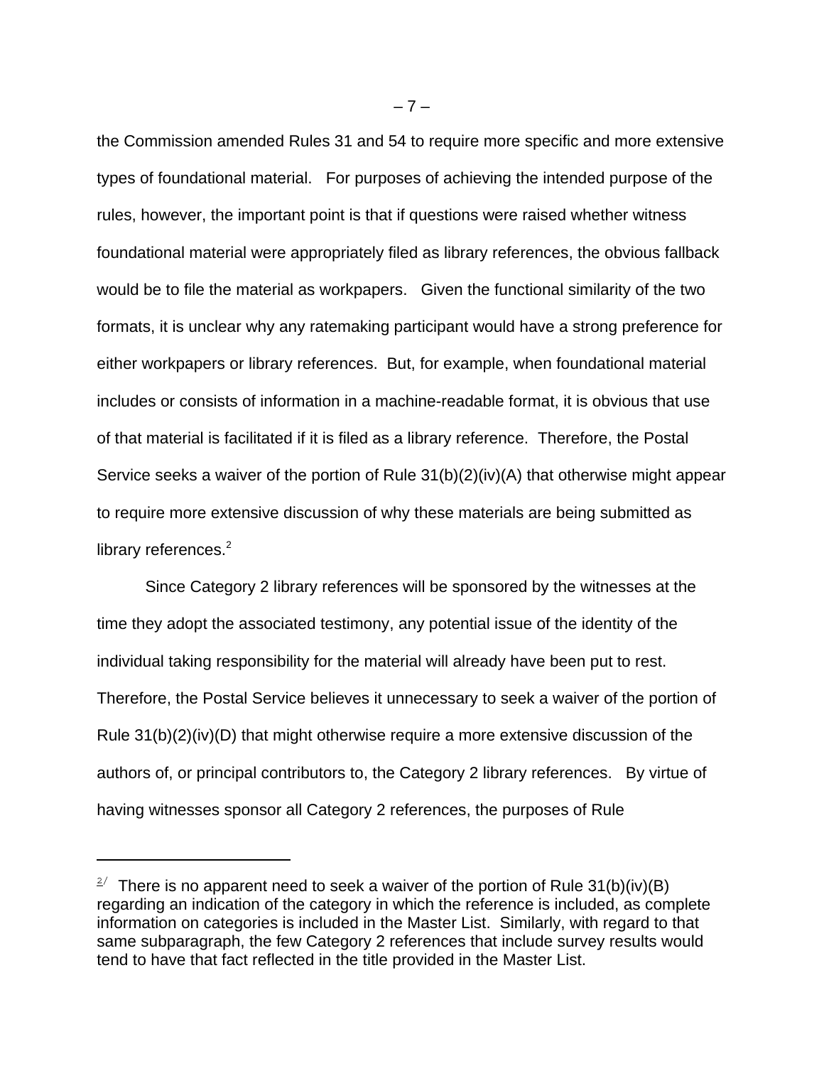the Commission amended Rules 31 and 54 to require more specific and more extensive types of foundational material. For purposes of achieving the intended purpose of the rules, however, the important point is that if questions were raised whether witness foundational material were appropriately filed as library references, the obvious fallback would be to file the material as workpapers. Given the functional similarity of the two formats, it is unclear why any ratemaking participant would have a strong preference for either workpapers or library references. But, for example, when foundational material includes or consists of information in a machine-readable format, it is obvious that use of that material is facilitated if it is filed as a library reference. Therefore, the Postal Service seeks a waiver of the portion of Rule 31(b)(2)(iv)(A) that otherwise might appear to require more extensive discussion of why these materials are being submitted as library references.[2]

Since Category 2 library references will be sponsored by the witnesses at the time they adopt the associated testimony, any potential issue of the identity of the individual taking responsibility for the material will already have been put to rest. Therefore, the Postal Service believes it unnecessary to seek a waiver of the portion of Rule 31(b)(2)(iv)(D) that might otherwise require a more extensive discussion of the authors of, or principal contributors to, the Category 2 library references. By virtue of having witnesses sponsor all Category 2 references, the purposes of Rule

---

[2/] There is no apparent need to seek a waiver of the portion of Rule 31(b)(iv)(B) regarding an indication of the category in which the reference is included, as complete information on categories is included in the Master List. Similarly, with regard to that same subparagraph, the few Category 2 references that include survey results would tend to have that fact reflected in the title provided in the Master List.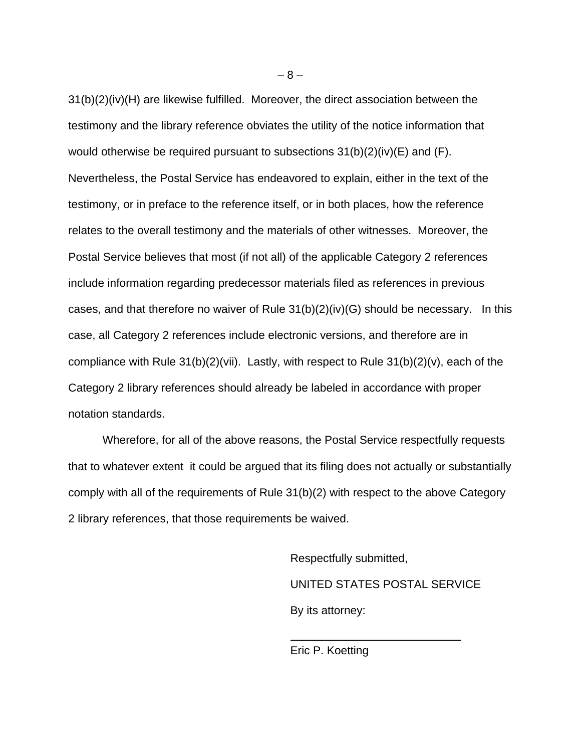31(b)(2)(iv)(H) are likewise fulfilled. Moreover, the direct association between the testimony and the library reference obviates the utility of the notice information that would otherwise be required pursuant to subsections 31(b)(2)(iv)(E) and (F). Nevertheless, the Postal Service has endeavored to explain, either in the text of the testimony, or in preface to the reference itself, or in both places, how the reference relates to the overall testimony and the materials of other witnesses. Moreover, the Postal Service believes that most (if not all) of the applicable Category 2 references include information regarding predecessor materials filed as references in previous cases, and that therefore no waiver of Rule 31(b)(2)(iv)(G) should be necessary. In this case, all Category 2 references include electronic versions, and therefore are in compliance with Rule 31(b)(2)(vii). Lastly, with respect to Rule 31(b)(2)(v), each of the Category 2 library references should already be labeled in accordance with proper notation standards.

Wherefore, for all of the above reasons, the Postal Service respectfully requests that to whatever extent it could be argued that its filing does not actually or substantially comply with all of the requirements of Rule 31(b)(2) with respect to the above Category 2 library references, that those requirements be waived.

Respectfully submitted,

UNITED STATES POSTAL SERVICE

By its attorney:

\_\_\_\_\_\_\_\_\_\_\_\_\_\_\_\_\_\_\_\_\_\_\_\_\_\_\_\_\_\_

Eric P. Koetting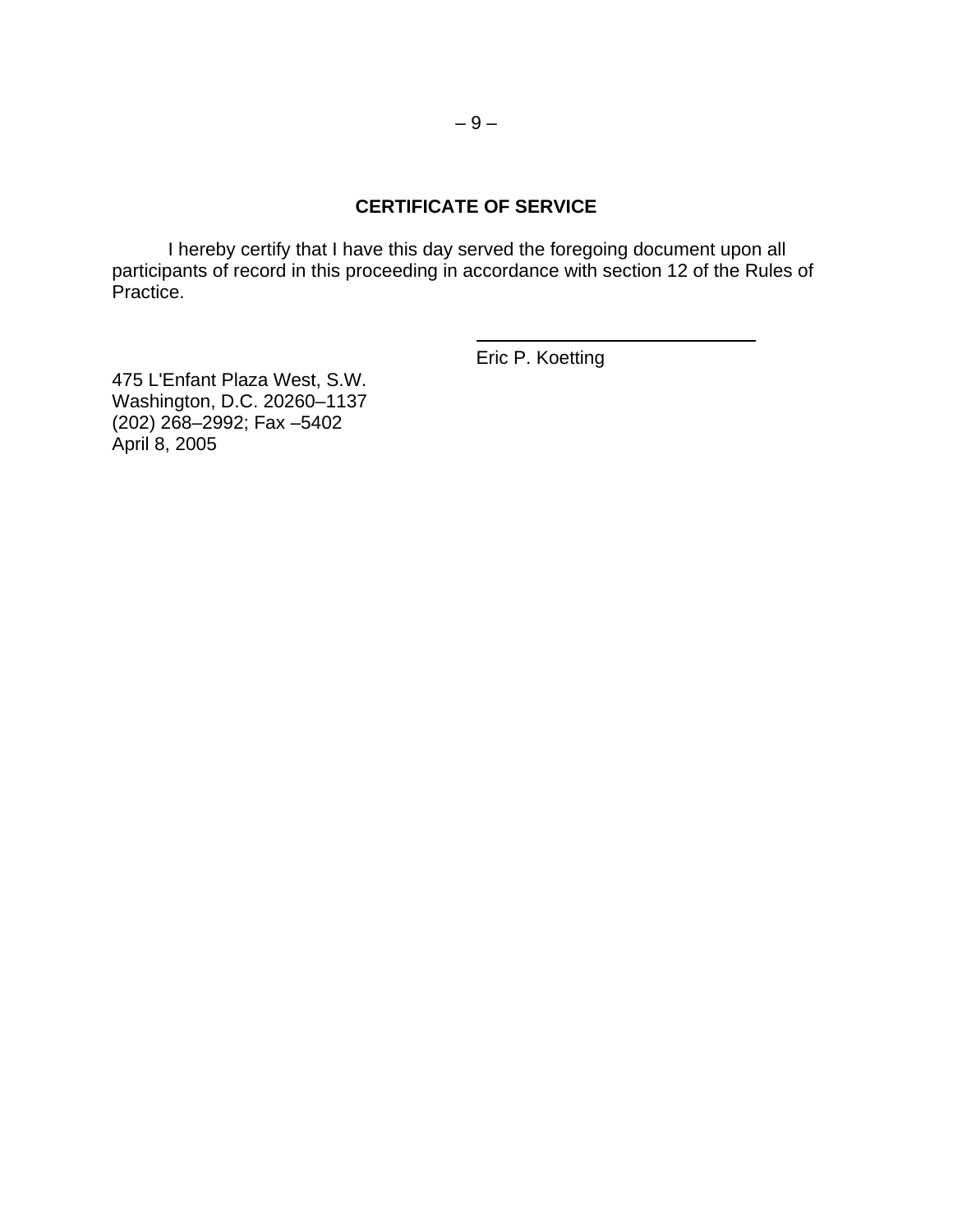## CERTIFICATE OF SERVICE

I hereby certify that I have this day served the foregoing document upon all participants of record in this proceeding in accordance with section 12 of the Rules of Practice.

Eric P. Koetting

475 L'Enfant Plaza West, S.W.
Washington, D.C. 20260–1137
(202) 268–2992; Fax –5402
April 8, 2005